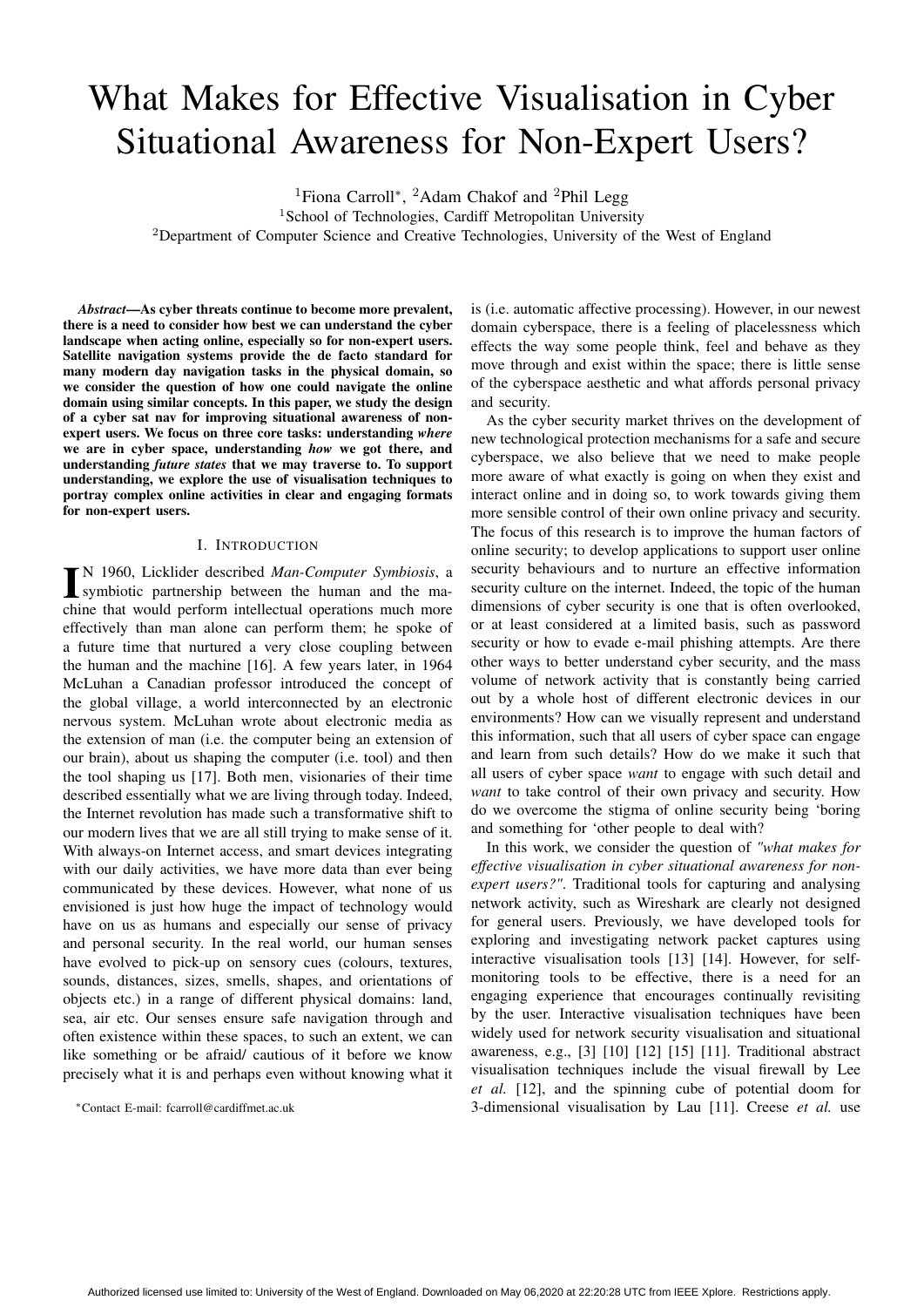# What Makes for Effective Visualisation in Cyber Situational Awareness for Non-Expert Users?

[1]Fiona Carroll*, [2]Adam Chakof and [2]Phil Legg

[1]School of Technologies, Cardiff Metropolitan University

[2]Department of Computer Science and Creative Technologies, University of the West of England

***Abstract*—As cyber threats continue to become more prevalent, there is a need to consider how best we can understand the cyber landscape when acting online, especially so for non-expert users. Satellite navigation systems provide the de facto standard for many modern day navigation tasks in the physical domain, so we consider the question of how one could navigate the online domain using similar concepts. In this paper, we study the design of a cyber sat nav for improving situational awareness of non-expert users. We focus on three core tasks: understanding *where* we are in cyber space, understanding *how* we got there, and understanding *future states* that we may traverse to. To support understanding, we explore the use of visualisation techniques to portray complex online activities in clear and engaging formats for non-expert users.**

## I. Introduction

In 1960, Licklider described *Man-Computer Symbiosis*, a symbiotic partnership between the human and the machine that would perform intellectual operations much more effectively than man alone can perform them; he spoke of a future time that nurtured a very close coupling between the human and the machine [16]. A few years later, in 1964 McLuhan a Canadian professor introduced the concept of the global village, a world interconnected by an electronic nervous system. McLuhan wrote about electronic media as the extension of man (i.e. the computer being an extension of our brain), about us shaping the computer (i.e. tool) and then the tool shaping us [17]. Both men, visionaries of their time described essentially what we are living through today. Indeed, the Internet revolution has made such a transformative shift to our modern lives that we are all still trying to make sense of it. With always-on Internet access, and smart devices integrating with our daily activities, we have more data than ever being communicated by these devices. However, what none of us envisioned is just how huge the impact of technology would have on us as humans and especially our sense of privacy and personal security. In the real world, our human senses have evolved to pick-up on sensory cues (colours, textures, sounds, distances, sizes, smells, shapes, and orientations of objects etc.) in a range of different physical domains: land, sea, air etc. Our senses ensure safe navigation through and often existence within these spaces, to such an extent, we can like something or be afraid/ cautious of it before we know precisely what it is and perhaps even without knowing what it is (i.e. automatic affective processing). However, in our newest domain cyberspace, there is a feeling of placelessness which effects the way some people think, feel and behave as they move through and exist within the space; there is little sense of the cyberspace aesthetic and what affords personal privacy and security.

As the cyber security market thrives on the development of new technological protection mechanisms for a safe and secure cyberspace, we also believe that we need to make people more aware of what exactly is going on when they exist and interact online and in doing so, to work towards giving them more sensible control of their own online privacy and security. The focus of this research is to improve the human factors of online security; to develop applications to support user online security behaviours and to nurture an effective information security culture on the internet. Indeed, the topic of the human dimensions of cyber security is one that is often overlooked, or at least considered at a limited basis, such as password security or how to evade e-mail phishing attempts. Are there other ways to better understand cyber security, and the mass volume of network activity that is constantly being carried out by a whole host of different electronic devices in our environments? How can we visually represent and understand this information, such that all users of cyber space can engage and learn from such details? How do we make it such that all users of cyber space *want* to engage with such detail and *want* to take control of their own privacy and security. How do we overcome the stigma of online security being 'boring and something for 'other people to deal with?

In this work, we consider the question of *"what makes for effective visualisation in cyber situational awareness for non-expert users?"*. Traditional tools for capturing and analysing network activity, such as Wireshark are clearly not designed for general users. Previously, we have developed tools for exploring and investigating network packet captures using interactive visualisation tools [13] [14]. However, for self-monitoring tools to be effective, there is a need for an engaging experience that encourages continually revisiting by the user. Interactive visualisation techniques have been widely used for network security visualisation and situational awareness, e.g., [3] [10] [12] [15] [11]. Traditional abstract visualisation techniques include the visual firewall by Lee *et al.* [12], and the spinning cube of potential doom for 3-dimensional visualisation by Lau [11]. Creese *et al.* use

*Contact E-mail: fcarroll@cardiffmet.ac.uk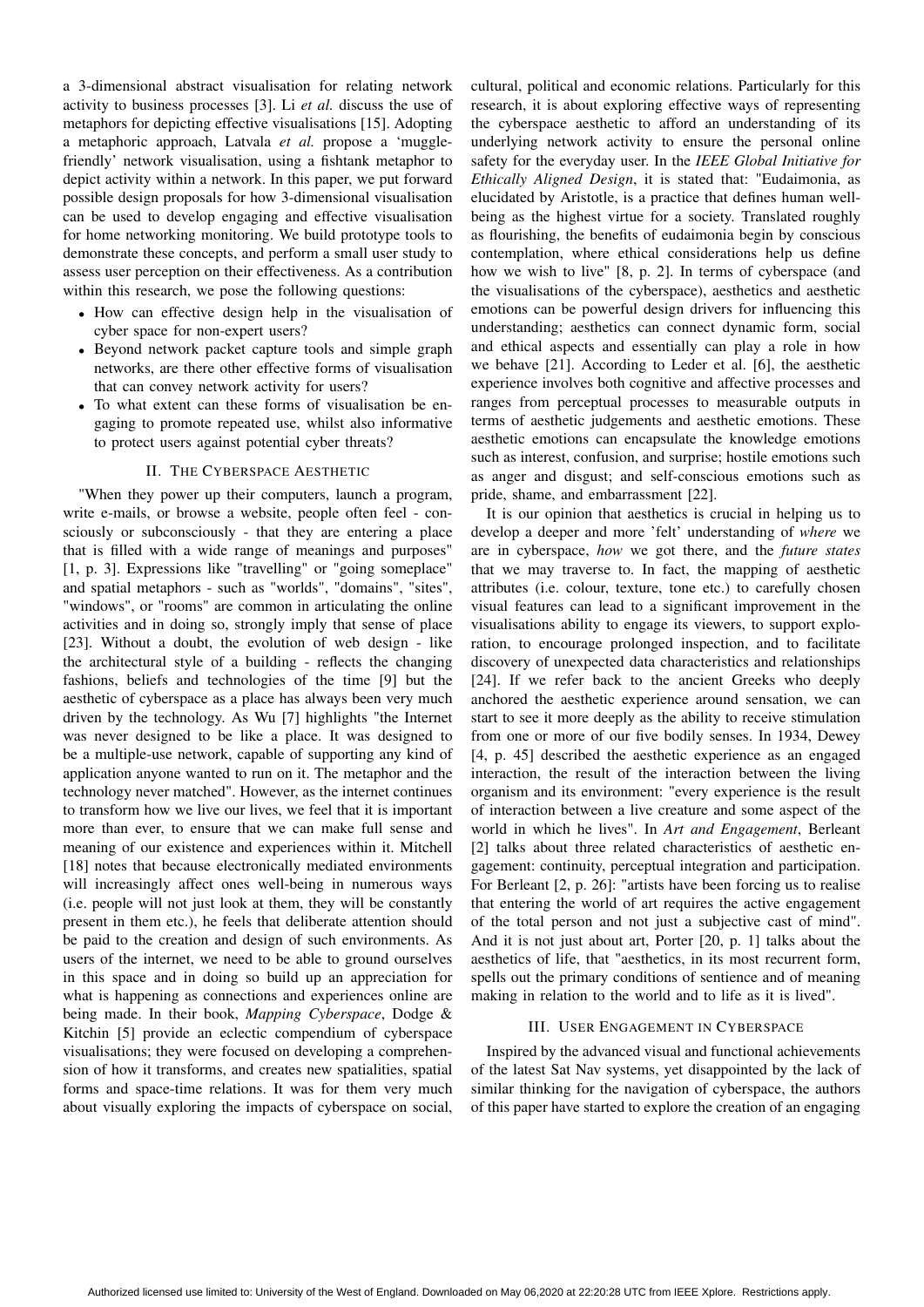a 3-dimensional abstract visualisation for relating network activity to business processes [3]. Li *et al.* discuss the use of metaphors for depicting effective visualisations [15]. Adopting a metaphoric approach, Latvala *et al.* propose a 'muggle-friendly' network visualisation, using a fishtank metaphor to depict activity within a network. In this paper, we put forward possible design proposals for how 3-dimensional visualisation can be used to develop engaging and effective visualisation for home networking monitoring. We build prototype tools to demonstrate these concepts, and perform a small user study to assess user perception on their effectiveness. As a contribution within this research, we pose the following questions:

- How can effective design help in the visualisation of cyber space for non-expert users?
- Beyond network packet capture tools and simple graph networks, are there other effective forms of visualisation that can convey network activity for users?
- To what extent can these forms of visualisation be engaging to promote repeated use, whilst also informative to protect users against potential cyber threats?

## II. The Cyberspace Aesthetic

"When they power up their computers, launch a program, write e-mails, or browse a website, people often feel - consciously or subconsciously - that they are entering a place that is filled with a wide range of meanings and purposes" [1, p. 3]. Expressions like "travelling" or "going someplace" and spatial metaphors - such as "worlds", "domains", "sites", "windows", or "rooms" are common in articulating the online activities and in doing so, strongly imply that sense of place [23]. Without a doubt, the evolution of web design - like the architectural style of a building - reflects the changing fashions, beliefs and technologies of the time [9] but the aesthetic of cyberspace as a place has always been very much driven by the technology. As Wu [7] highlights "the Internet was never designed to be like a place. It was designed to be a multiple-use network, capable of supporting any kind of application anyone wanted to run on it. The metaphor and the technology never matched". However, as the internet continues to transform how we live our lives, we feel that it is important more than ever, to ensure that we can make full sense and meaning of our existence and experiences within it. Mitchell [18] notes that because electronically mediated environments will increasingly affect ones well-being in numerous ways (i.e. people will not just look at them, they will be constantly present in them etc.), he feels that deliberate attention should be paid to the creation and design of such environments. As users of the internet, we need to be able to ground ourselves in this space and in doing so build up an appreciation for what is happening as connections and experiences online are being made. In their book, *Mapping Cyberspace*, Dodge & Kitchin [5] provide an eclectic compendium of cyberspace visualisations; they were focused on developing a comprehension of how it transforms, and creates new spatialities, spatial forms and space-time relations. It was for them very much about visually exploring the impacts of cyberspace on social, cultural, political and economic relations. Particularly for this research, it is about exploring effective ways of representing the cyberspace aesthetic to afford an understanding of its underlying network activity to ensure the personal online safety for the everyday user. In the *IEEE Global Initiative for Ethically Aligned Design*, it is stated that: "Eudaimonia, as elucidated by Aristotle, is a practice that defines human well-being as the highest virtue for a society. Translated roughly as flourishing, the benefits of eudaimonia begin by conscious contemplation, where ethical considerations help us define how we wish to live" [8, p. 2]. In terms of cyberspace (and the visualisations of the cyberspace), aesthetics and aesthetic emotions can be powerful design drivers for influencing this understanding; aesthetics can connect dynamic form, social and ethical aspects and essentially can play a role in how we behave [21]. According to Leder et al. [6], the aesthetic experience involves both cognitive and affective processes and ranges from perceptual processes to measurable outputs in terms of aesthetic judgements and aesthetic emotions. These aesthetic emotions can encapsulate the knowledge emotions such as interest, confusion, and surprise; hostile emotions such as anger and disgust; and self-conscious emotions such as pride, shame, and embarrassment [22].

It is our opinion that aesthetics is crucial in helping us to develop a deeper and more 'felt' understanding of *where* we are in cyberspace, *how* we got there, and the *future states* that we may traverse to. In fact, the mapping of aesthetic attributes (i.e. colour, texture, tone etc.) to carefully chosen visual features can lead to a significant improvement in the visualisations ability to engage its viewers, to support exploration, to encourage prolonged inspection, and to facilitate discovery of unexpected data characteristics and relationships [24]. If we refer back to the ancient Greeks who deeply anchored the aesthetic experience around sensation, we can start to see it more deeply as the ability to receive stimulation from one or more of our five bodily senses. In 1934, Dewey [4, p. 45] described the aesthetic experience as an engaged interaction, the result of the interaction between the living organism and its environment: "every experience is the result of interaction between a live creature and some aspect of the world in which he lives". In *Art and Engagement*, Berleant [2] talks about three related characteristics of aesthetic engagement: continuity, perceptual integration and participation. For Berleant [2, p. 26]: "artists have been forcing us to realise that entering the world of art requires the active engagement of the total person and not just a subjective cast of mind". And it is not just about art, Porter [20, p. 1] talks about the aesthetics of life, that "aesthetics, in its most recurrent form, spells out the primary conditions of sentience and of meaning making in relation to the world and to life as it is lived".

## III. User Engagement in Cyberspace

Inspired by the advanced visual and functional achievements of the latest Sat Nav systems, yet disappointed by the lack of similar thinking for the navigation of cyberspace, the authors of this paper have started to explore the creation of an engaging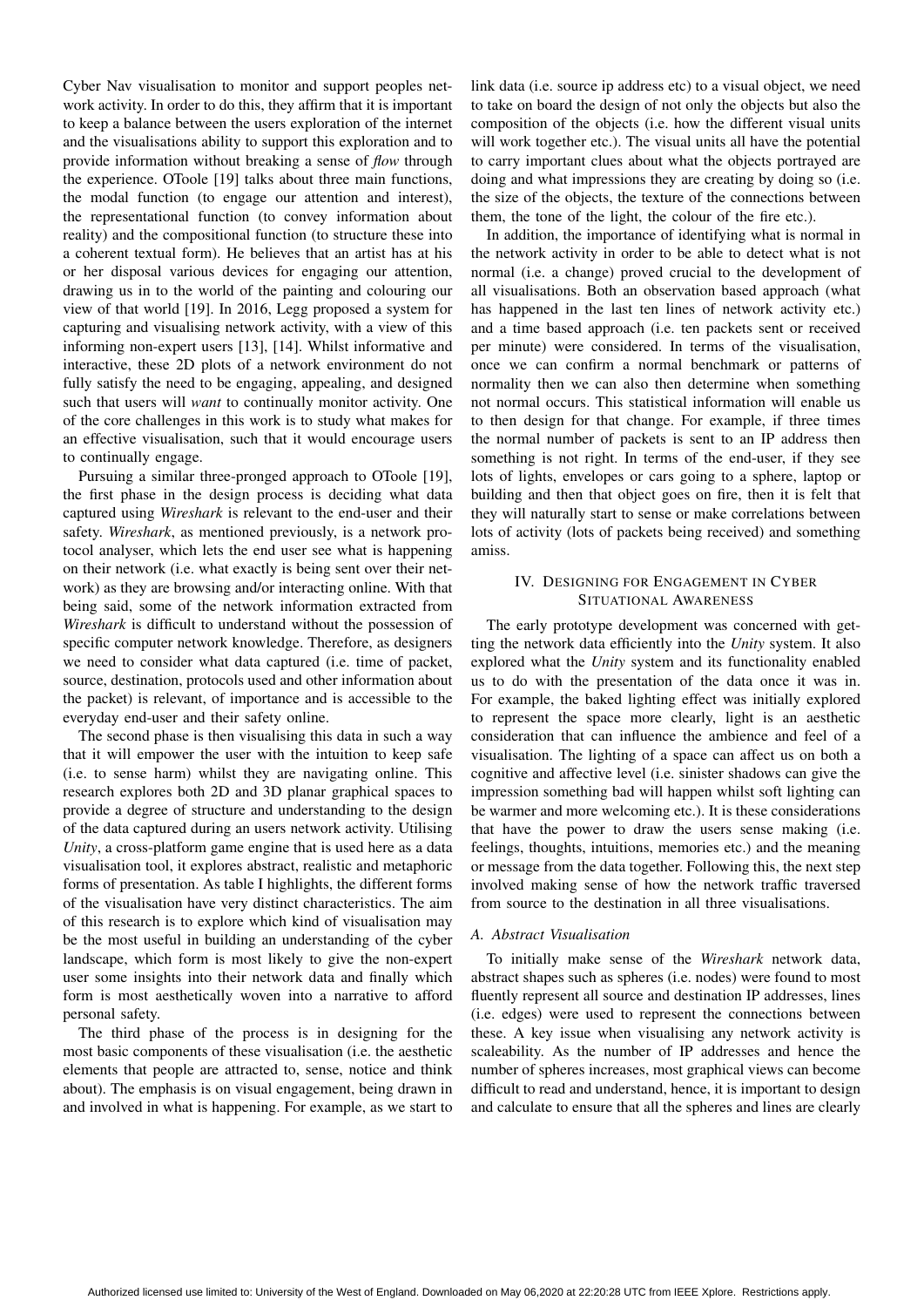Cyber Nav visualisation to monitor and support peoples network activity. In order to do this, they affirm that it is important to keep a balance between the users exploration of the internet and the visualisations ability to support this exploration and to provide information without breaking a sense of *flow* through the experience. OToole [19] talks about three main functions, the modal function (to engage our attention and interest), the representational function (to convey information about reality) and the compositional function (to structure these into a coherent textual form). He believes that an artist has at his or her disposal various devices for engaging our attention, drawing us in to the world of the painting and colouring our view of that world [19]. In 2016, Legg proposed a system for capturing and visualising network activity, with a view of this informing non-expert users [13], [14]. Whilst informative and interactive, these 2D plots of a network environment do not fully satisfy the need to be engaging, appealing, and designed such that users will *want* to continually monitor activity. One of the core challenges in this work is to study what makes for an effective visualisation, such that it would encourage users to continually engage.

Pursuing a similar three-pronged approach to OToole [19], the first phase in the design process is deciding what data captured using *Wireshark* is relevant to the end-user and their safety. *Wireshark*, as mentioned previously, is a network protocol analyser, which lets the end user see what is happening on their network (i.e. what exactly is being sent over their network) as they are browsing and/or interacting online. With that being said, some of the network information extracted from *Wireshark* is difficult to understand without the possession of specific computer network knowledge. Therefore, as designers we need to consider what data captured (i.e. time of packet, source, destination, protocols used and other information about the packet) is relevant, of importance and is accessible to the everyday end-user and their safety online.

The second phase is then visualising this data in such a way that it will empower the user with the intuition to keep safe (i.e. to sense harm) whilst they are navigating online. This research explores both 2D and 3D planar graphical spaces to provide a degree of structure and understanding to the design of the data captured during an users network activity. Utilising *Unity*, a cross-platform game engine that is used here as a data visualisation tool, it explores abstract, realistic and metaphoric forms of presentation. As table I highlights, the different forms of the visualisation have very distinct characteristics. The aim of this research is to explore which kind of visualisation may be the most useful in building an understanding of the cyber landscape, which form is most likely to give the non-expert user some insights into their network data and finally which form is most aesthetically woven into a narrative to afford personal safety.

The third phase of the process is in designing for the most basic components of these visualisation (i.e. the aesthetic elements that people are attracted to, sense, notice and think about). The emphasis is on visual engagement, being drawn in and involved in what is happening. For example, as we start to link data (i.e. source ip address etc) to a visual object, we need to take on board the design of not only the objects but also the composition of the objects (i.e. how the different visual units will work together etc.). The visual units all have the potential to carry important clues about what the objects portrayed are doing and what impressions they are creating by doing so (i.e. the size of the objects, the texture of the connections between them, the tone of the light, the colour of the fire etc.).

In addition, the importance of identifying what is normal in the network activity in order to be able to detect what is not normal (i.e. a change) proved crucial to the development of all visualisations. Both an observation based approach (what has happened in the last ten lines of network activity etc.) and a time based approach (i.e. ten packets sent or received per minute) were considered. In terms of the visualisation, once we can confirm a normal benchmark or patterns of normality then we can also then determine when something not normal occurs. This statistical information will enable us to then design for that change. For example, if three times the normal number of packets is sent to an IP address then something is not right. In terms of the end-user, if they see lots of lights, envelopes or cars going to a sphere, laptop or building and then that object goes on fire, then it is felt that they will naturally start to sense or make correlations between lots of activity (lots of packets being received) and something amiss.

## IV. Designing for Engagement in Cyber Situational Awareness

The early prototype development was concerned with getting the network data efficiently into the *Unity* system. It also explored what the *Unity* system and its functionality enabled us to do with the presentation of the data once it was in. For example, the baked lighting effect was initially explored to represent the space more clearly, light is an aesthetic consideration that can influence the ambience and feel of a visualisation. The lighting of a space can affect us on both a cognitive and affective level (i.e. sinister shadows can give the impression something bad will happen whilst soft lighting can be warmer and more welcoming etc.). It is these considerations that have the power to draw the users sense making (i.e. feelings, thoughts, intuitions, memories etc.) and the meaning or message from the data together. Following this, the next step involved making sense of how the network traffic traversed from source to the destination in all three visualisations.

### A. Abstract Visualisation

To initially make sense of the *Wireshark* network data, abstract shapes such as spheres (i.e. nodes) were found to most fluently represent all source and destination IP addresses, lines (i.e. edges) were used to represent the connections between these. A key issue when visualising any network activity is scaleability. As the number of IP addresses and hence the number of spheres increases, most graphical views can become difficult to read and understand, hence, it is important to design and calculate to ensure that all the spheres and lines are clearly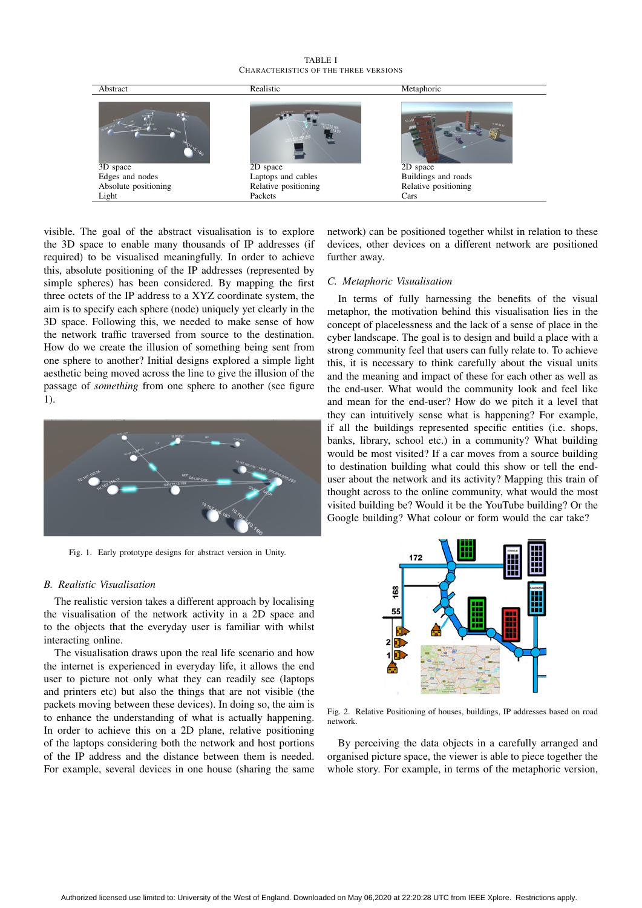TABLE I
CHARACTERISTICS OF THE THREE VERSIONS

| Abstract | Realistic | Metaphoric |
|---|---|---|
| 3D space | 2D space | 2D space |
| Edges and nodes | Laptops and cables | Buildings and roads |
| Absolute positioning | Relative positioning | Relative positioning |
| Light | Packets | Cars |

visible. The goal of the abstract visualisation is to explore the 3D space to enable many thousands of IP addresses (if required) to be visualised meaningfully. In order to achieve this, absolute positioning of the IP addresses (represented by simple spheres) has been considered. By mapping the first three octets of the IP address to a XYZ coordinate system, the aim is to specify each sphere (node) uniquely yet clearly in the 3D space. Following this, we needed to make sense of how the network traffic traversed from source to the destination. How do we create the illusion of something being sent from one sphere to another? Initial designs explored a simple light aesthetic being moved across the line to give the illusion of the passage of *something* from one sphere to another (see figure 1).

Fig. 1. Early prototype designs for abstract version in Unity.

### B. Realistic Visualisation

The realistic version takes a different approach by localising the visualisation of the network activity in a 2D space and to the objects that the everyday user is familiar with whilst interacting online.

The visualisation draws upon the real life scenario and how the internet is experienced in everyday life, it allows the end user to picture not only what they can readily see (laptops and printers etc) but also the things that are not visible (the packets moving between these devices). In doing so, the aim is to enhance the understanding of what is actually happening. In order to achieve this on a 2D plane, relative positioning of the laptops considering both the network and host portions of the IP address and the distance between them is needed. For example, several devices in one house (sharing the same network) can be positioned together whilst in relation to these devices, other devices on a different network are positioned further away.

### C. Metaphoric Visualisation

In terms of fully harnessing the benefits of the visual metaphor, the motivation behind this visualisation lies in the concept of placelessness and the lack of a sense of place in the cyber landscape. The goal is to design and build a place with a strong community feel that users can fully relate to. To achieve this, it is necessary to think carefully about the visual units and the meaning and impact of these for each other as well as the end-user. What would the community look and feel like and mean for the end-user? How do we pitch it a level that they can intuitively sense what is happening? For example, if all the buildings represented specific entities (i.e. shops, banks, library, school etc.) in a community? What building would be most visited? If a car moves from a source building to destination building what could this show or tell the end-user about the network and its activity? Mapping this train of thought across to the online community, what would the most visited building be? Would it be the YouTube building? Or the Google building? What colour or form would the car take?

Fig. 2. Relative Positioning of houses, buildings, IP addresses based on road network.

By perceiving the data objects in a carefully arranged and organised picture space, the viewer is able to piece together the whole story. For example, in terms of the metaphoric version,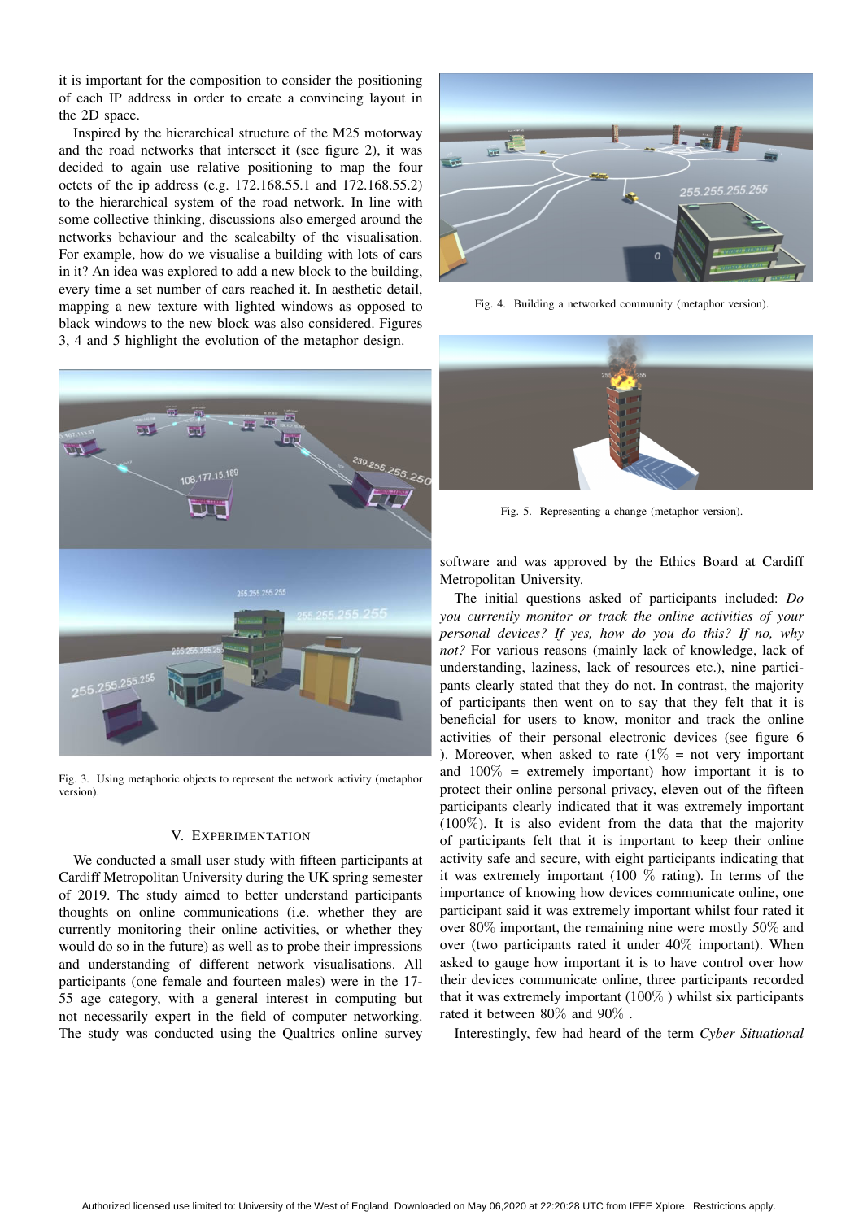it is important for the composition to consider the positioning of each IP address in order to create a convincing layout in the 2D space.

Inspired by the hierarchical structure of the M25 motorway and the road networks that intersect it (see figure 2), it was decided to again use relative positioning to map the four octets of the ip address (e.g. 172.168.55.1 and 172.168.55.2) to the hierarchical system of the road network. In line with some collective thinking, discussions also emerged around the networks behaviour and the scaleabilty of the visualisation. For example, how do we visualise a building with lots of cars in it? An idea was explored to add a new block to the building, every time a set number of cars reached it. In aesthetic detail, mapping a new texture with lighted windows as opposed to black windows to the new block was also considered. Figures 3, 4 and 5 highlight the evolution of the metaphor design.

Fig. 3. Using metaphoric objects to represent the network activity (metaphor version).

Fig. 4. Building a networked community (metaphor version).

Fig. 5. Representing a change (metaphor version).

## V. Experimentation

We conducted a small user study with fifteen participants at Cardiff Metropolitan University during the UK spring semester of 2019. The study aimed to better understand participants thoughts on online communications (i.e. whether they are currently monitoring their online activities, or whether they would do so in the future) as well as to probe their impressions and understanding of different network visualisations. All participants (one female and fourteen males) were in the 17-55 age category, with a general interest in computing but not necessarily expert in the field of computer networking. The study was conducted using the Qualtrics online survey software and was approved by the Ethics Board at Cardiff Metropolitan University.

The initial questions asked of participants included: *Do you currently monitor or track the online activities of your personal devices? If yes, how do you do this? If no, why not?* For various reasons (mainly lack of knowledge, lack of understanding, laziness, lack of resources etc.), nine participants clearly stated that they do not. In contrast, the majority of participants then went on to say that they felt that it is beneficial for users to know, monitor and track the online activities of their personal electronic devices (see figure 6 ). Moreover, when asked to rate (1% = not very important and 100% = extremely important) how important it is to protect their online personal privacy, eleven out of the fifteen participants clearly indicated that it was extremely important (100%). It is also evident from the data that the majority of participants felt that it is important to keep their online activity safe and secure, with eight participants indicating that it was extremely important (100 % rating). In terms of the importance of knowing how devices communicate online, one participant said it was extremely important whilst four rated it over 80% important, the remaining nine were mostly 50% and over (two participants rated it under 40% important). When asked to gauge how important it is to have control over how their devices communicate online, three participants recorded that it was extremely important (100% ) whilst six participants rated it between 80% and 90% .

Interestingly, few had heard of the term *Cyber Situational*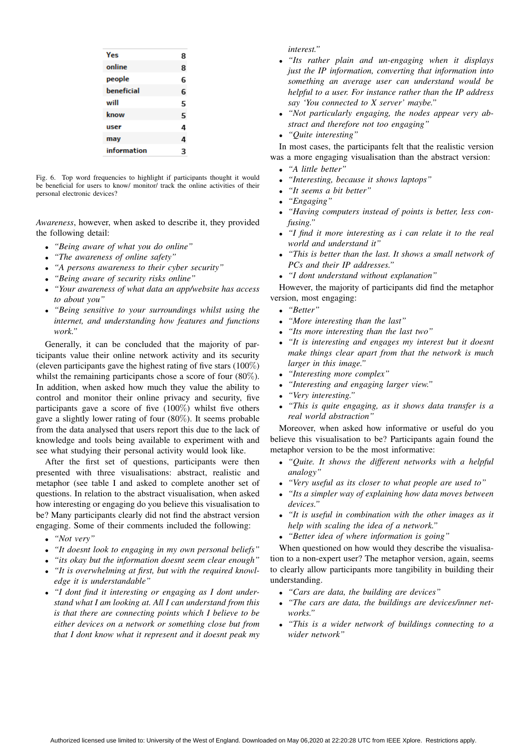| Yes | 8 |
|---|---|
| online | 8 |
| people | 6 |
| beneficial | 6 |
| will | 5 |
| know | 5 |
| user | 4 |
| may | 4 |
| information | 3 |

Fig. 6. Top word frequencies to highlight if participants thought it would be beneficial for users to know/ monitor/ track the online activities of their personal electronic devices?

*Awareness*, however, when asked to describe it, they provided the following detail:

- *"Being aware of what you do online"*
- *"The awareness of online safety"*
- *"A persons awareness to their cyber security"*
- *"Being aware of security risks online"*
- *"Your awareness of what data an app/website has access to about you"*
- *"Being sensitive to your surroundings whilst using the internet, and understanding how features and functions work."*

Generally, it can be concluded that the majority of participants value their online network activity and its security (eleven participants gave the highest rating of five stars (100%) whilst the remaining participants chose a score of four (80%). In addition, when asked how much they value the ability to control and monitor their online privacy and security, five participants gave a score of five (100%) whilst five others gave a slightly lower rating of four (80%). It seems probable from the data analysed that users report this due to the lack of knowledge and tools being available to experiment with and see what studying their personal activity would look like.

After the first set of questions, participants were then presented with three visualisations: abstract, realistic and metaphor (see table I and asked to complete another set of questions. In relation to the abstract visualisation, when asked how interesting or engaging do you believe this visualisation to be? Many participants clearly did not find the abstract version engaging. Some of their comments included the following:

- *"Not very"*
- *"It doesnt look to engaging in my own personal beliefs"*
- *"its okay but the information doesnt seem clear enough"*
- *"It is overwhelming at first, but with the required knowledge it is understandable"*
- *"I dont find it interesting or engaging as I dont understand what I am looking at. All I can understand from this is that there are connecting points which I believe to be either devices on a network or something close but from that I dont know what it represent and it doesnt peak my interest."*
- *"Its rather plain and un-engaging when it displays just the IP information, converting that information into something an average user can understand would be helpful to a user. For instance rather than the IP address say 'You connected to X server' maybe."*
- *"Not particularly engaging, the nodes appear very abstract and therefore not too engaging"*
- *"Quite interesting"*

In most cases, the participants felt that the realistic version was a more engaging visualisation than the abstract version:

- *"A little better"*
- *"Interesting, because it shows laptops"*
- *"It seems a bit better"*
- *"Engaging"*
- *"Having computers instead of points is better, less confusing."*
- *"I find it more interesting as i can relate it to the real world and understand it"*
- *"This is better than the last. It shows a small network of PCs and their IP addresses."*
- *"I dont understand without explanation"*

However, the majority of participants did find the metaphor version, most engaging:

- *"Better"*
- *"More interesting than the last"*
- *"Its more interesting than the last two"*
- *"It is interesting and engages my interest but it doesnt make things clear apart from that the network is much larger in this image."*
- *"Interesting more complex"*
- *"Interesting and engaging larger view."*
- *"Very interesting."*
- *"This is quite engaging, as it shows data transfer is a real world abstraction"*

Moreover, when asked how informative or useful do you believe this visualisation to be? Participants again found the metaphor version to be the most informative:

- *"Quite. It shows the different networks with a helpful analogy"*
- *"Very useful as its closer to what people are used to"*
- *"Its a simpler way of explaining how data moves between devices."*
- *"It is useful in combination with the other images as it help with scaling the idea of a network."*
- *"Better idea of where information is going"*

When questioned on how would they describe the visualisation to a non-expert user? The metaphor version, again, seems to clearly allow participants more tangibility in building their understanding.

- *"Cars are data, the building are devices"*
- *"The cars are data, the buildings are devices/inner networks."*
- *"This is a wider network of buildings connecting to a wider network"*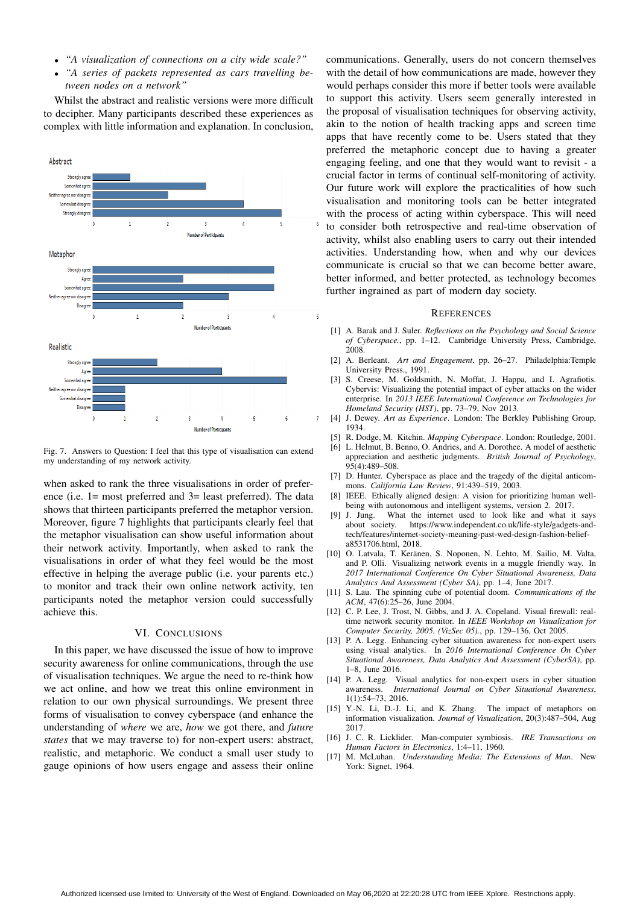- *"A visualization of connections on a city wide scale?"*
- *"A series of packets represented as cars travelling between nodes on a network"*

Whilst the abstract and realistic versions were more difficult to decipher. Many participants described these experiences as complex with little information and explanation. In conclusion,

Abstract

Strongly agree
Somewhat agree
Neither agree nor disagree
Somewhat disagree
Strongly disagree

0 1 2 3 4 5 6

Number of Participants

Metaphor

Strongly agree
Agree
Somewhat agree
Neither agree nor disagree
Disagree

0 1 2 3 4 5

Number of Participants

Realistic

Strongly agree
Agree
Somewhat agree
Neither agree nor disagree
Somewhat disagree
Disagree

0 1 2 3 4 5 6 7

Number of Participants

Fig. 7. Answers to Question: I feel that this type of visualisation can extend my understanding of my network activity.

when asked to rank the three visualisations in order of preference (i.e. 1= most preferred and 3= least preferred). The data shows that thirteen participants preferred the metaphor version. Moreover, figure 7 highlights that participants clearly feel that the metaphor visualisation can show useful information about their network activity. Importantly, when asked to rank the visualisations in order of what they feel would be the most effective in helping the average public (i.e. your parents etc.) to monitor and track their own online network activity, ten participants noted the metaphor version could successfully achieve this.

## VI. Conclusions

In this paper, we have discussed the issue of how to improve security awareness for online communications, through the use of visualisation techniques. We argue the need to re-think how we act online, and how we treat this online environment in relation to our own physical surroundings. We present three forms of visualisation to convey cyberspace (and enhance the understanding of *where* we are, *how* we got there, and *future states* that we may traverse to) for non-expert users: abstract, realistic, and metaphoric. We conduct a small user study to gauge opinions of how users engage and assess their online communications. Generally, users do not concern themselves with the detail of how communications are made, however they would perhaps consider this more if better tools were available to support this activity. Users seem generally interested in the proposal of visualisation techniques for observing activity, akin to the notion of health tracking apps and screen time apps that have recently come to be. Users stated that they preferred the metaphoric concept due to having a greater engaging feeling, and one that they would want to revisit - a crucial factor in terms of continual self-monitoring of activity. Our future work will explore the practicalities of how such visualisation and monitoring tools can be better integrated with the process of acting within cyberspace. This will need to consider both retrospective and real-time observation of activity, whilst also enabling users to carry out their intended activities. Understanding how, when and why our devices communicate is crucial so that we can become better aware, better informed, and better protected, as technology becomes further ingrained as part of modern day society.

## References

[1] A. Barak and J. Suler. *Reflections on the Psychology and Social Science of Cyberspace.*, pp. 1–12. Cambridge University Press, Cambridge, 2008.

[2] A. Berleant. *Art and Engagement*, pp. 26–27. Philadelphia:Temple University Press., 1991.

[3] S. Creese, M. Goldsmith, N. Moffat, J. Happa, and I. Agrafiotis. Cybervis: Visualizing the potential impact of cyber attacks on the wider enterprise. In *2013 IEEE International Conference on Technologies for Homeland Security (HST)*, pp. 73–79, Nov 2013.

[4] J. Dewey. *Art as Experience*. London: The Berkley Publishing Group, 1934.

[5] R. Dodge, M. Kitchin. *Mapping Cyberspace*. London: Routledge, 2001.

[6] L. Helmut, B. Benno, O. Andries, and A. Dorothee. A model of aesthetic appreciation and aesthetic judgments. *British Journal of Psychology*, 95(4):489–508.

[7] D. Hunter. Cyberspace as place and the tragedy of the digital anticommons. *California Law Review*, 91:439–519, 2003.

[8] IEEE. Ethically aligned design: A vision for prioritizing human wellbeing with autonomous and intelligent systems, version 2. 2017.

[9] J. Jung. What the internet used to look like and what it says about society. https://www.independent.co.uk/life-style/gadgets-and-tech/features/internet-society-meaning-past-wed-design-fashion-belief-a8531706.html, 2018.

[10] O. Latvala, T. Keränen, S. Noponen, N. Lehto, M. Sailio, M. Valta, and P. Olli. Visualizing network events in a muggle friendly way. In *2017 International Conference On Cyber Situational Awareness, Data Analytics And Assessment (Cyber SA)*, pp. 1–4, June 2017.

[11] S. Lau. The spinning cube of potential doom. *Communications of the ACM*, 47(6):25–26, June 2004.

[12] C. P. Lee, J. Trost, N. Gibbs, and J. A. Copeland. Visual firewall: real-time network security monitor. In *IEEE Workshop on Visualization for Computer Security, 2005. (VizSec 05).*, pp. 129–136, Oct 2005.

[13] P. A. Legg. Enhancing cyber situation awareness for non-expert users using visual analytics. In *2016 International Conference On Cyber Situational Awareness, Data Analytics And Assessment (CyberSA)*, pp. 1–8, June 2016.

[14] P. A. Legg. Visual analytics for non-expert users in cyber situation awareness. *International Journal on Cyber Situational Awareness*, 1(1):54–73, 2016.

[15] Y.-N. Li, D.-J. Li, and K. Zhang. The impact of metaphors on information visualization. *Journal of Visualization*, 20(3):487–504, Aug 2017.

[16] J. C. R. Licklider. Man-computer symbiosis. *IRE Transactions on Human Factors in Electronics*, 1:4–11, 1960.

[17] M. McLuhan. *Understanding Media: The Extensions of Man*. New York: Signet, 1964.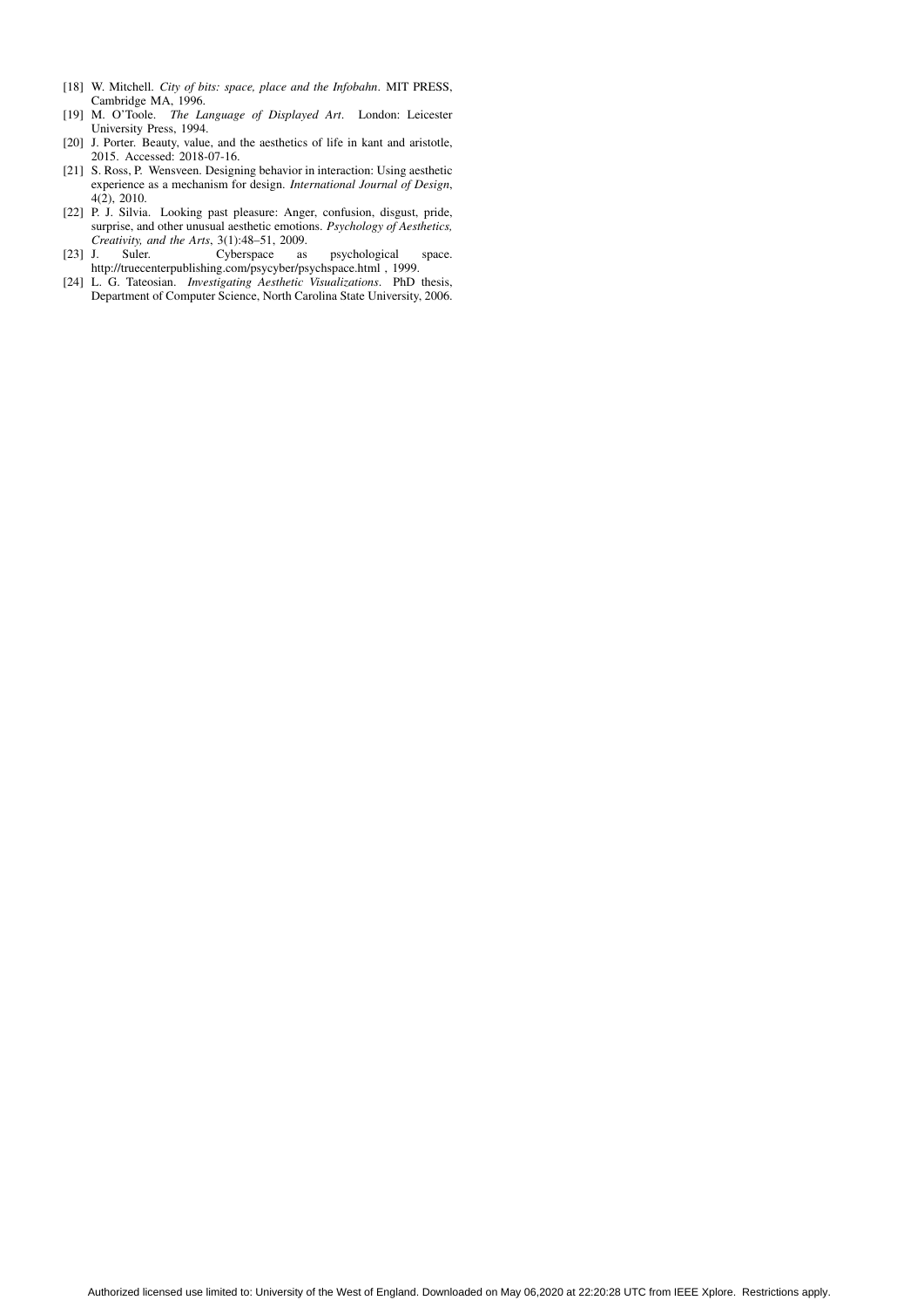[18] W. Mitchell. *City of bits: space, place and the Infobahn*. MIT PRESS, Cambridge MA, 1996.

[19] M. O'Toole. *The Language of Displayed Art*. London: Leicester University Press, 1994.

[20] J. Porter. Beauty, value, and the aesthetics of life in kant and aristotle, 2015. Accessed: 2018-07-16.

[21] S. Ross, P. Wensveen. Designing behavior in interaction: Using aesthetic experience as a mechanism for design. *International Journal of Design*, 4(2), 2010.

[22] P. J. Silvia. Looking past pleasure: Anger, confusion, disgust, pride, surprise, and other unusual aesthetic emotions. *Psychology of Aesthetics, Creativity, and the Arts*, 3(1):48–51, 2009.

[23] J. Suler. Cyberspace as psychological space. http://truecenterpublishing.com/psycyber/psychspace.html , 1999.

[24] L. G. Tateosian. *Investigating Aesthetic Visualizations*. PhD thesis, Department of Computer Science, North Carolina State University, 2006.